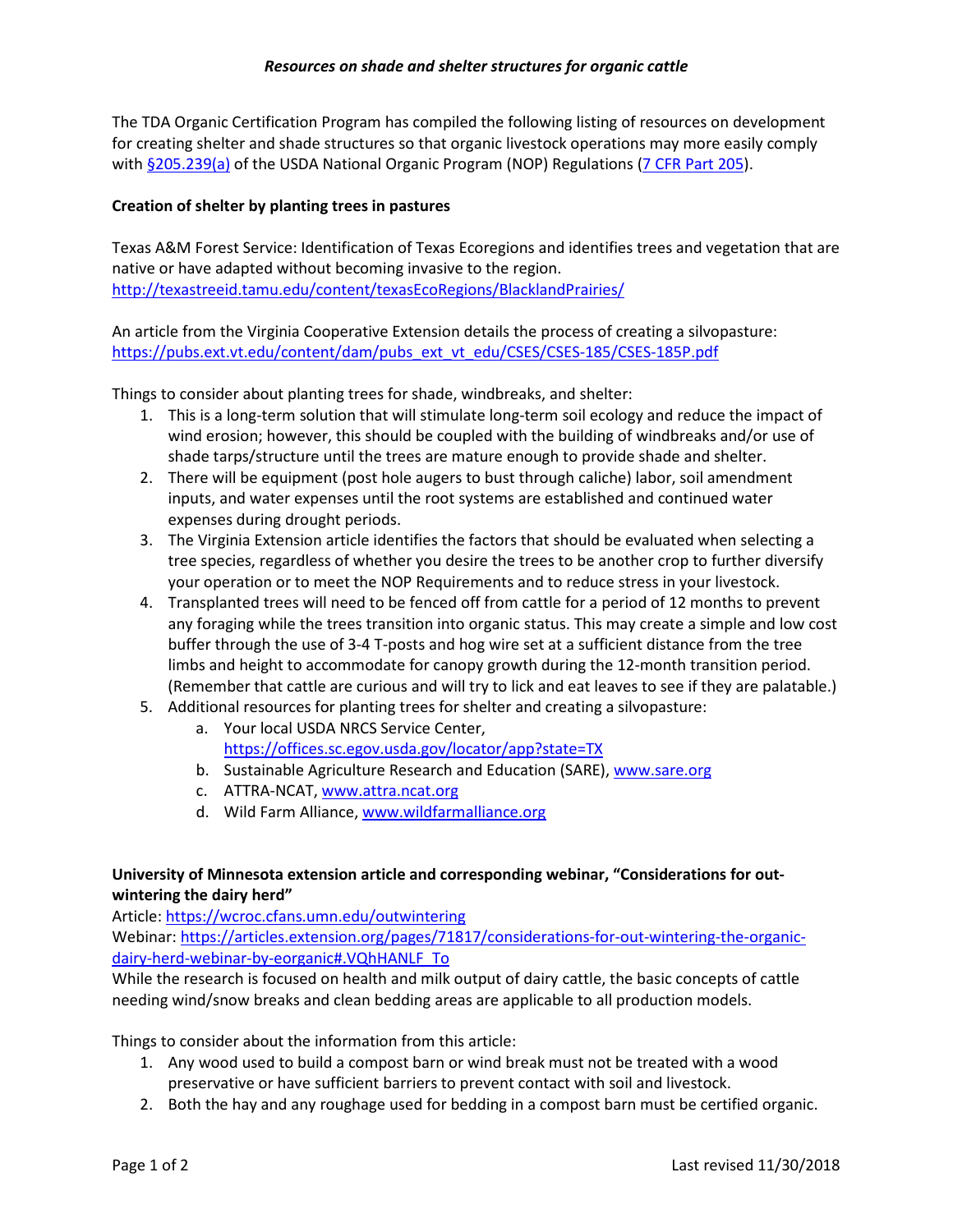*Resources on shade and shelter structures for organic cattle*

The TDA Organic Certification Program has compiled the following listing of resources on development for creating shelter and shade structures so that organic livestock operations may more easily comply with [§205.239(a)]() of the USDA National Organic Program (NOP) Regulations ([7 CFR Part 205]()).

**Creation of shelter by planting trees in pastures**

Texas A&M Forest Service: Identification of Texas Ecoregions and identifies trees and vegetation that are native or have adapted without becoming invasive to the region.
http://texastreeid.tamu.edu/content/texasEcoRegions/BlacklandPrairies/

An article from the Virginia Cooperative Extension details the process of creating a silvopasture:
https://pubs.ext.vt.edu/content/dam/pubs_ext_vt_edu/CSES/CSES-185/CSES-185P.pdf

Things to consider about planting trees for shade, windbreaks, and shelter:

1. This is a long-term solution that will stimulate long-term soil ecology and reduce the impact of wind erosion; however, this should be coupled with the building of windbreaks and/or use of shade tarps/structure until the trees are mature enough to provide shade and shelter.
2. There will be equipment (post hole augers to bust through caliche) labor, soil amendment inputs, and water expenses until the root systems are established and continued water expenses during drought periods.
3. The Virginia Extension article identifies the factors that should be evaluated when selecting a tree species, regardless of whether you desire the trees to be another crop to further diversify your operation or to meet the NOP Requirements and to reduce stress in your livestock.
4. Transplanted trees will need to be fenced off from cattle for a period of 12 months to prevent any foraging while the trees transition into organic status. This may create a simple and low cost buffer through the use of 3-4 T-posts and hog wire set at a sufficient distance from the tree limbs and height to accommodate for canopy growth during the 12-month transition period. (Remember that cattle are curious and will try to lick and eat leaves to see if they are palatable.)
5. Additional resources for planting trees for shelter and creating a silvopasture:
   a. Your local USDA NRCS Service Center, https://offices.sc.egov.usda.gov/locator/app?state=TX
   b. Sustainable Agriculture Research and Education (SARE), www.sare.org
   c. ATTRA-NCAT, www.attra.ncat.org
   d. Wild Farm Alliance, www.wildfarmalliance.org

**University of Minnesota extension article and corresponding webinar, "Considerations for out-wintering the dairy herd"**

Article: https://wcroc.cfans.umn.edu/outwintering
Webinar: https://articles.extension.org/pages/71817/considerations-for-out-wintering-the-organic-dairy-herd-webinar-by-eorganic#.VQhHANLF_To
While the research is focused on health and milk output of dairy cattle, the basic concepts of cattle needing wind/snow breaks and clean bedding areas are applicable to all production models.

Things to consider about the information from this article:

1. Any wood used to build a compost barn or wind break must not be treated with a wood preservative or have sufficient barriers to prevent contact with soil and livestock.
2. Both the hay and any roughage used for bedding in a compost barn must be certified organic.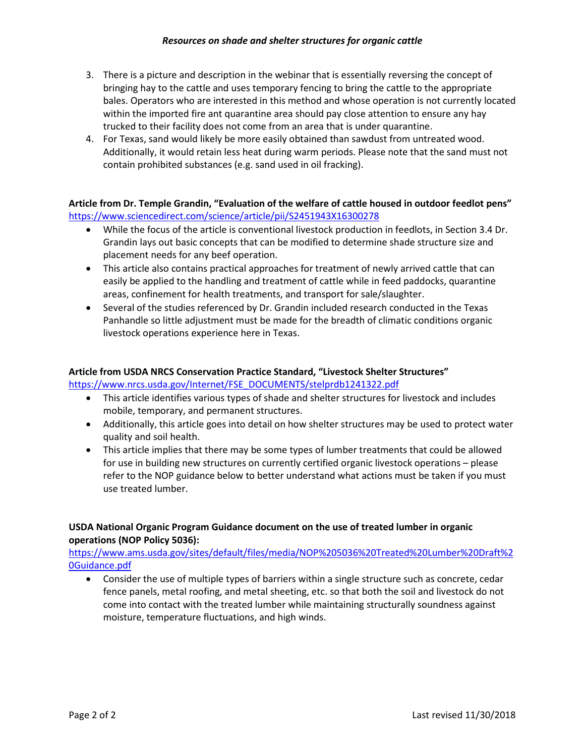3. There is a picture and description in the webinar that is essentially reversing the concept of bringing hay to the cattle and uses temporary fencing to bring the cattle to the appropriate bales. Operators who are interested in this method and whose operation is not currently located within the imported fire ant quarantine area should pay close attention to ensure any hay trucked to their facility does not come from an area that is under quarantine.
4. For Texas, sand would likely be more easily obtained than sawdust from untreated wood. Additionally, it would retain less heat during warm periods. Please note that the sand must not contain prohibited substances (e.g. sand used in oil fracking).

**Article from Dr. Temple Grandin, "Evaluation of the welfare of cattle housed in outdoor feedlot pens"**
https://www.sciencedirect.com/science/article/pii/S2451943X16300278

- While the focus of the article is conventional livestock production in feedlots, in Section 3.4 Dr. Grandin lays out basic concepts that can be modified to determine shade structure size and placement needs for any beef operation.
- This article also contains practical approaches for treatment of newly arrived cattle that can easily be applied to the handling and treatment of cattle while in feed paddocks, quarantine areas, confinement for health treatments, and transport for sale/slaughter.
- Several of the studies referenced by Dr. Grandin included research conducted in the Texas Panhandle so little adjustment must be made for the breadth of climatic conditions organic livestock operations experience here in Texas.

**Article from USDA NRCS Conservation Practice Standard, "Livestock Shelter Structures"**
https://www.nrcs.usda.gov/Internet/FSE_DOCUMENTS/stelprdb1241322.pdf

- This article identifies various types of shade and shelter structures for livestock and includes mobile, temporary, and permanent structures.
- Additionally, this article goes into detail on how shelter structures may be used to protect water quality and soil health.
- This article implies that there may be some types of lumber treatments that could be allowed for use in building new structures on currently certified organic livestock operations – please refer to the NOP guidance below to better understand what actions must be taken if you must use treated lumber.

**USDA National Organic Program Guidance document on the use of treated lumber in organic operations (NOP Policy 5036):**
https://www.ams.usda.gov/sites/default/files/media/NOP%205036%20Treated%20Lumber%20Draft%20Guidance.pdf

- Consider the use of multiple types of barriers within a single structure such as concrete, cedar fence panels, metal roofing, and metal sheeting, etc. so that both the soil and livestock do not come into contact with the treated lumber while maintaining structurally soundness against moisture, temperature fluctuations, and high winds.